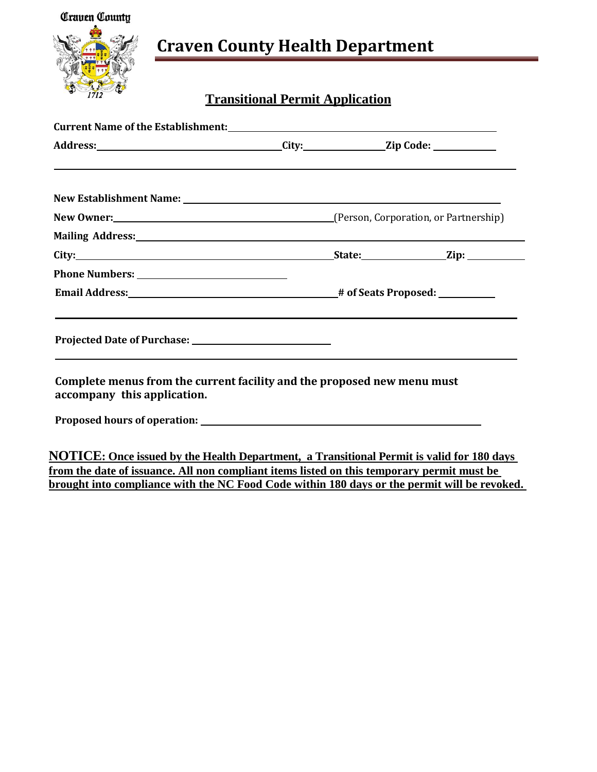Craven County

1712

# Craven County Health Department

## Transitional Permit Application

**Current Name of the Establishment:** ____________________________________________

**Address:** ______________________________ **City:** ______________ **Zip Code:** __________

---

**New Establishment Name:** ____________________________________________

**New Owner:** ______________________________________(Person, Corporation, or Partnership)

**Mailing Address:** ____________________________________________

**City:** ______________________________________ **State:** ______________ **Zip:** __________

**Phone Numbers:** __________________________

**Email Address:** ______________________________________ **# of Seats Proposed:** __________

---

**Projected Date of Purchase:** __________________________

---

**Complete menus from the current facility and the proposed new menu must accompany this application.**

**Proposed hours of operation:** ____________________________________________

**NOTICE: Once issued by the Health Department, a Transitional Permit is valid for 180 days from the date of issuance. All non compliant items listed on this temporary permit must be brought into compliance with the NC Food Code within 180 days or the permit will be revoked.**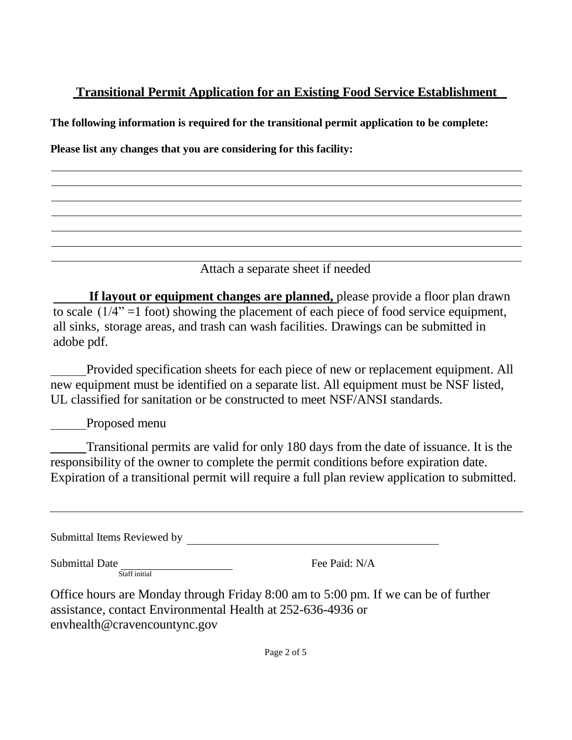## Transitional Permit Application for an Existing Food Service Establishment

**The following information is required for the transitional permit application to be complete:**

**Please list any changes that you are considering for this facility:**

\_\_\_\_\_\_\_\_\_\_\_\_\_\_\_\_\_\_\_\_\_\_\_\_\_\_\_\_\_\_\_\_\_\_\_\_\_\_\_\_\_\_\_\_\_\_\_\_\_\_\_\_\_\_\_\_\_\_\_\_\_\_\_\_\_\_\_\_\_\_\_\_

\_\_\_\_\_\_\_\_\_\_\_\_\_\_\_\_\_\_\_\_\_\_\_\_\_\_\_\_\_\_\_\_\_\_\_\_\_\_\_\_\_\_\_\_\_\_\_\_\_\_\_\_\_\_\_\_\_\_\_\_\_\_\_\_\_\_\_\_\_\_\_\_

\_\_\_\_\_\_\_\_\_\_\_\_\_\_\_\_\_\_\_\_\_\_\_\_\_\_\_\_\_\_\_\_\_\_\_\_\_\_\_\_\_\_\_\_\_\_\_\_\_\_\_\_\_\_\_\_\_\_\_\_\_\_\_\_\_\_\_\_\_\_\_\_

\_\_\_\_\_\_\_\_\_\_\_\_\_\_\_\_\_\_\_\_\_\_\_\_\_\_\_\_\_\_\_\_\_\_\_\_\_\_\_\_\_\_\_\_\_\_\_\_\_\_\_\_\_\_\_\_\_\_\_\_\_\_\_\_\_\_\_\_\_\_\_\_

\_\_\_\_\_\_\_\_\_\_\_\_\_\_\_\_\_\_\_\_\_\_\_\_\_\_\_\_\_\_\_\_\_\_\_\_\_\_\_\_\_\_\_\_\_\_\_\_\_\_\_\_\_\_\_\_\_\_\_\_\_\_\_\_\_\_\_\_\_\_\_\_

\_\_\_\_\_\_\_\_\_\_\_\_\_\_\_\_\_\_\_\_\_\_\_\_\_\_\_\_\_\_\_\_\_\_\_\_\_\_\_\_\_\_\_\_\_\_\_\_\_\_\_\_\_\_\_\_\_\_\_\_\_\_\_\_\_\_\_\_\_\_\_\_

\_\_\_\_\_\_\_\_\_\_\_\_\_\_\_\_\_\_\_\_\_\_\_\_\_\_\_\_\_\_\_\_\_\_\_\_\_\_\_\_\_\_\_\_\_\_\_\_\_\_\_\_\_\_\_\_\_\_\_\_\_\_\_\_\_\_\_\_\_\_\_\_

Attach a separate sheet if needed

\_\_\_\_\_ **If layout or equipment changes are planned,** please provide a floor plan drawn to scale (1/4" =1 foot) showing the placement of each piece of food service equipment, all sinks, storage areas, and trash can wash facilities. Drawings can be submitted in adobe pdf.

\_\_\_\_\_ Provided specification sheets for each piece of new or replacement equipment. All new equipment must be identified on a separate list. All equipment must be NSF listed, UL classified for sanitation or be constructed to meet NSF/ANSI standards.

\_\_\_\_\_ Proposed menu

\_\_\_\_\_ Transitional permits are valid for only 180 days from the date of issuance. It is the responsibility of the owner to complete the permit conditions before expiration date. Expiration of a transitional permit will require a full plan review application to submitted.

---

Submittal Items Reviewed by \_\_\_\_\_\_\_\_\_\_\_\_\_\_\_\_\_\_\_\_\_\_\_\_\_\_\_\_\_\_\_\_\_\_\_\_

Submittal Date \_\_\_\_\_\_\_\_\_\_\_\_\_\_\_\_ Fee Paid: N/A

Staff initial

Office hours are Monday through Friday 8:00 am to 5:00 pm. If we can be of further assistance, contact Environmental Health at 252-636-4936 or envhealth@cravencountync.gov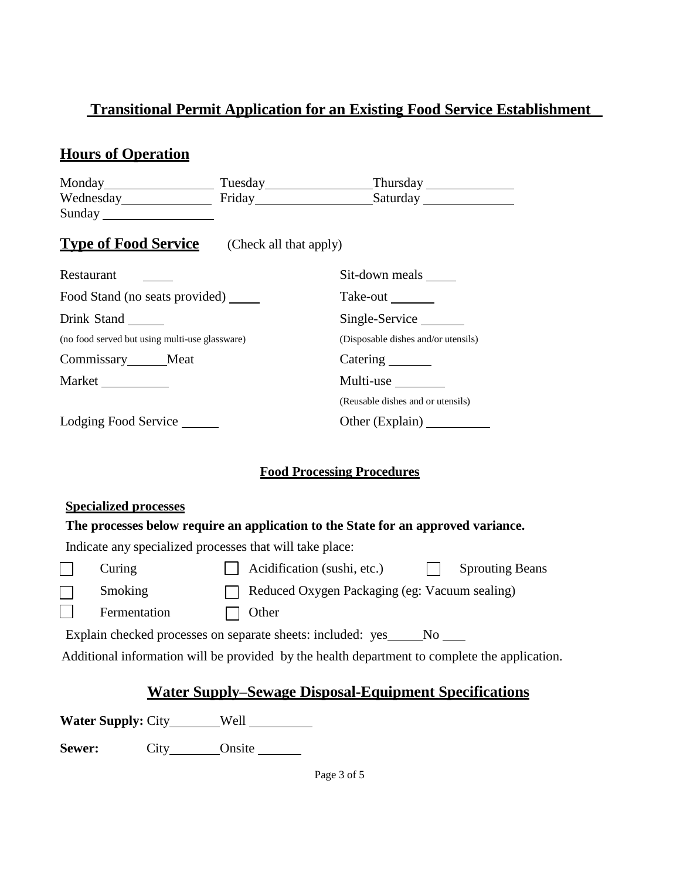## Transitional Permit Application for an Existing Food Service Establishment

### Hours of Operation

Monday________________ Tuesday________________ Thursday ______________
Wednesday______________ Friday_________________ Saturday ______________
Sunday ________________

### Type of Food Service (Check all that apply)

Restaurant _____

Sit-down meals _____

Food Stand (no seats provided) _____

Take-out _______

Drink Stand ______

(no food served but using multi-use glassware)

Single-Service _______

(Disposable dishes and/or utensils)

Commissary______Meat

Catering _______

Market __________

Multi-use ________

(Reusable dishes and or utensils)

Lodging Food Service ______

Other (Explain) __________

#### Food Processing Procedures

**Specialized processes**

**The processes below require an application to the State for an approved variance.**

Indicate any specialized processes that will take place:

- ☐ Curing
- ☐ Acidification (sushi, etc.)
- ☐ Sprouting Beans
- ☐ Smoking
- ☐ Reduced Oxygen Packaging (eg: Vacuum sealing)
- ☐ Fermentation
- ☐ Other

Explain checked processes on separate sheets: included: yes_____No ___

Additional information will be provided by the health department to complete the application.

### Water Supply–Sewage Disposal-Equipment Specifications

**Water Supply:** City________Well __________

**Sewer:** City________Onsite _______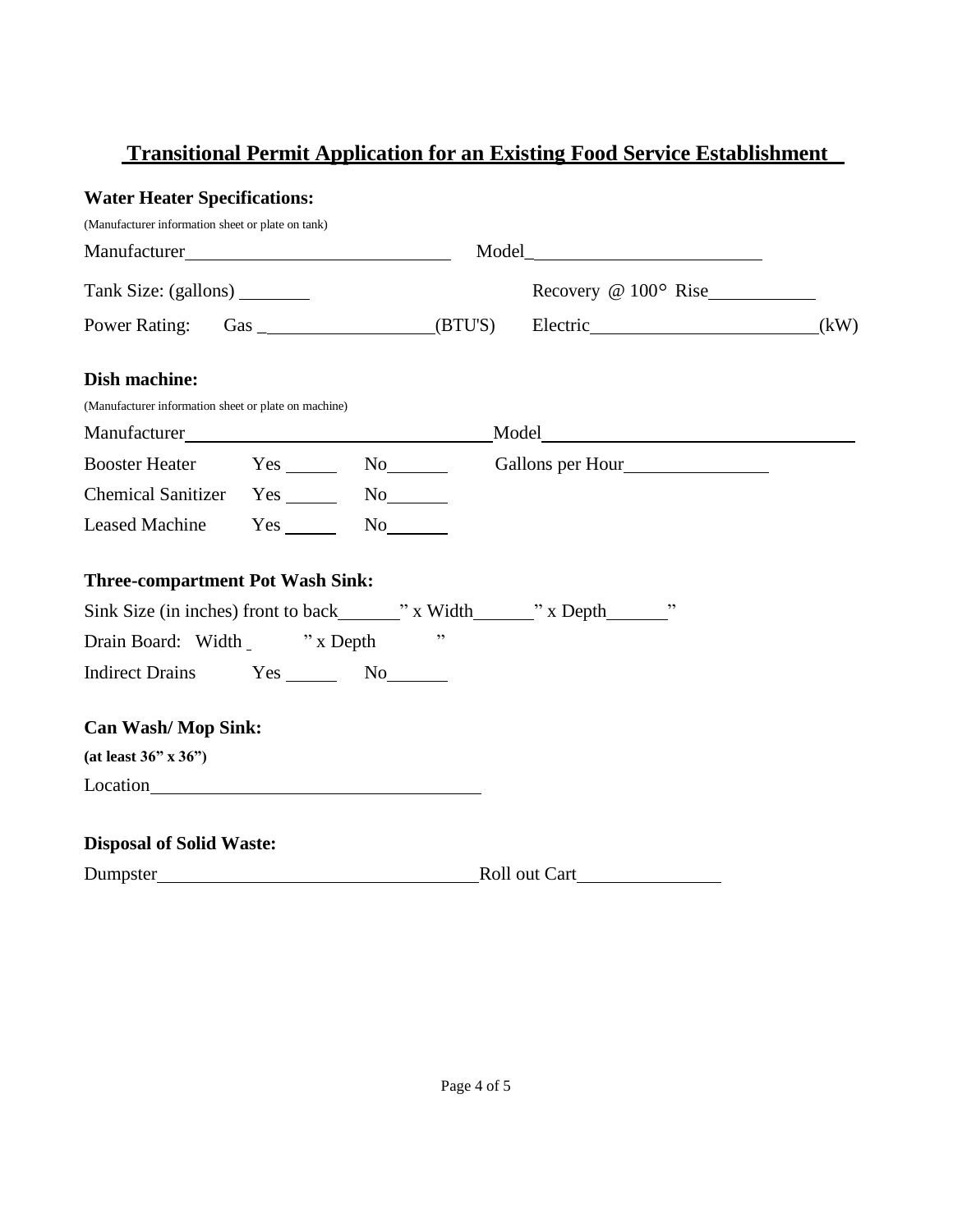# Transitional Permit Application for an Existing Food Service Establishment

**Water Heater Specifications:**

(Manufacturer information sheet or plate on tank)

Manufacturer\_\_\_\_\_\_\_\_\_\_\_\_\_\_\_\_\_\_\_\_\_\_\_\_\_\_ Model\_\_\_\_\_\_\_\_\_\_\_\_\_\_\_\_\_\_\_\_\_\_\_\_

Tank Size: (gallons) \_\_\_\_\_\_\_\_ Recovery @ 100° Rise\_\_\_\_\_\_\_\_\_\_\_\_

Power Rating: Gas \_\_\_\_\_\_\_\_\_\_\_\_\_\_\_\_\_\_\_\_(BTU'S) Electric\_\_\_\_\_\_\_\_\_\_\_\_\_\_\_\_\_\_\_\_\_\_\_(kW)

**Dish machine:**

(Manufacturer information sheet or plate on machine)

Manufacturer\_\_\_\_\_\_\_\_\_\_\_\_\_\_\_\_\_\_\_\_\_\_\_\_\_\_\_\_\_\_\_\_Model\_\_\_\_\_\_\_\_\_\_\_\_\_\_\_\_\_\_\_\_\_\_\_\_\_\_\_\_\_\_\_\_\_\_

Booster Heater Yes \_\_\_\_\_\_ No\_\_\_\_\_\_\_ Gallons per Hour\_\_\_\_\_\_\_\_\_\_\_\_\_\_\_\_

Chemical Sanitizer Yes \_\_\_\_\_\_ No\_\_\_\_\_\_\_

Leased Machine Yes \_\_\_\_\_\_ No\_\_\_\_\_\_\_

**Three-compartment Pot Wash Sink:**

Sink Size (in inches) front to back\_\_\_\_\_\_\_" x Width\_\_\_\_\_\_\_" x Depth\_\_\_\_\_\_\_"

Drain Board: Width \_\_\_\_\_\_" x Depth \_\_\_\_\_\_"

Indirect Drains Yes \_\_\_\_\_\_ No\_\_\_\_\_\_\_

**Can Wash/ Mop Sink:**

**(at least 36" x 36")**

Location\_\_\_\_\_\_\_\_\_\_\_\_\_\_\_\_\_\_\_\_\_\_\_\_\_\_\_\_\_\_\_\_\_\_\_\_

**Disposal of Solid Waste:**

Dumpster\_\_\_\_\_\_\_\_\_\_\_\_\_\_\_\_\_\_\_\_\_\_\_\_\_\_\_\_\_\_\_\_\_\_\_Roll out Cart\_\_\_\_\_\_\_\_\_\_\_\_\_\_\_\_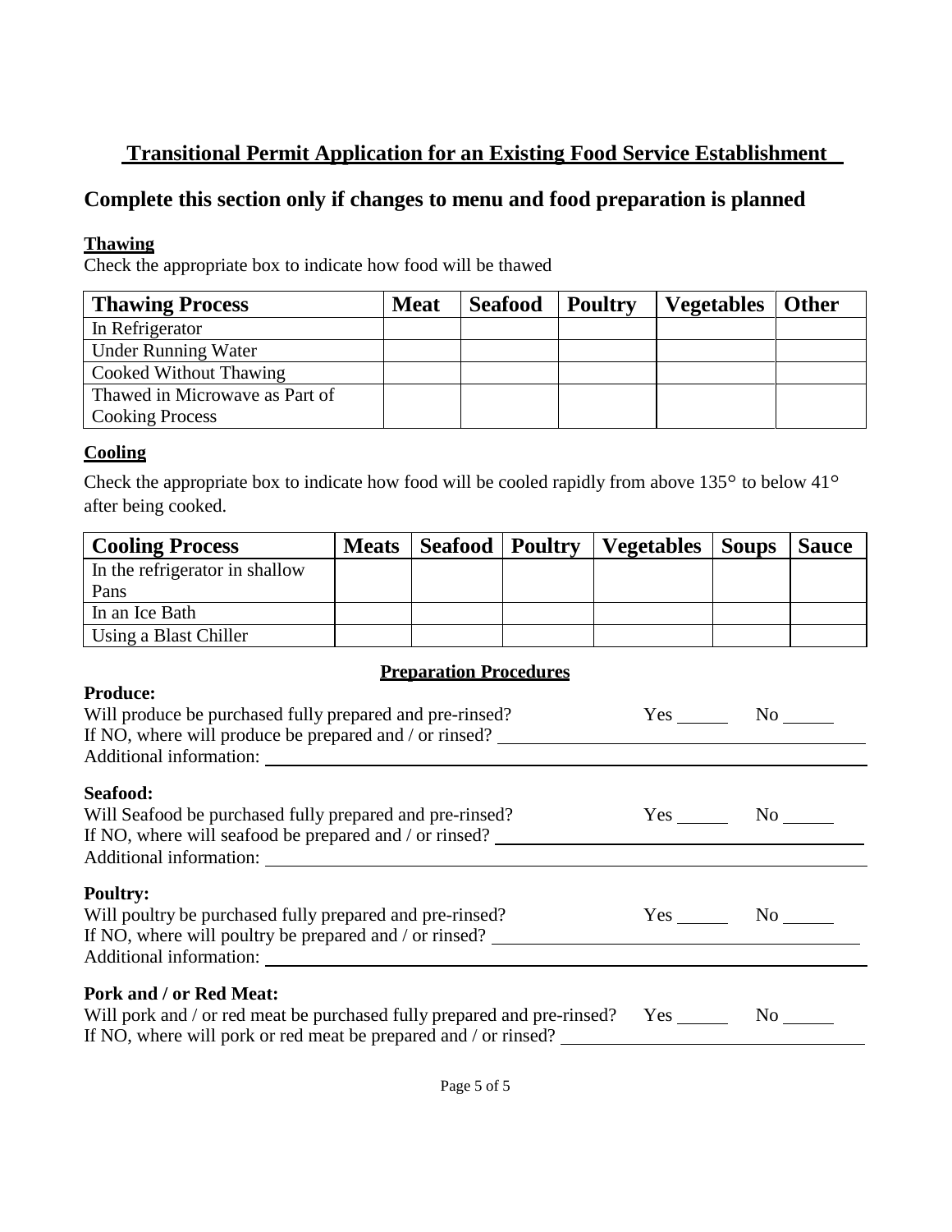# Transitional Permit Application for an Existing Food Service Establishment

## Complete this section only if changes to menu and food preparation is planned

### Thawing

Check the appropriate box to indicate how food will be thawed

| Thawing Process | Meat | Seafood | Poultry | Vegetables | Other |
|---|---|---|---|---|---|
| In Refrigerator | | | | | |
| Under Running Water | | | | | |
| Cooked Without Thawing | | | | | |
| Thawed in Microwave as Part of Cooking Process | | | | | |

### Cooling

Check the appropriate box to indicate how food will be cooled rapidly from above 135° to below 41° after being cooked.

| Cooling Process | Meats | Seafood | Poultry | Vegetables | Soups | Sauce |
|---|---|---|---|---|---|---|
| In the refrigerator in shallow Pans | | | | | | |
| In an Ice Bath | | | | | | |
| Using a Blast Chiller | | | | | | |

### Preparation Procedures

**Produce:**

Will produce be purchased fully prepared and pre-rinsed? Yes ______ No ______

If NO, where will produce be prepared and / or rinsed? ______________________

Additional information: ______________________

**Seafood:**

Will Seafood be purchased fully prepared and pre-rinsed? Yes ______ No ______

If NO, where will seafood be prepared and / or rinsed? ______________________

Additional information: ______________________

**Poultry:**

Will poultry be purchased fully prepared and pre-rinsed? Yes ______ No ______

If NO, where will poultry be prepared and / or rinsed? ______________________

Additional information: ______________________

**Pork and / or Red Meat:**

Will pork and / or red meat be purchased fully prepared and pre-rinsed? Yes ______ No ______

If NO, where will pork or red meat be prepared and / or rinsed? ______________________